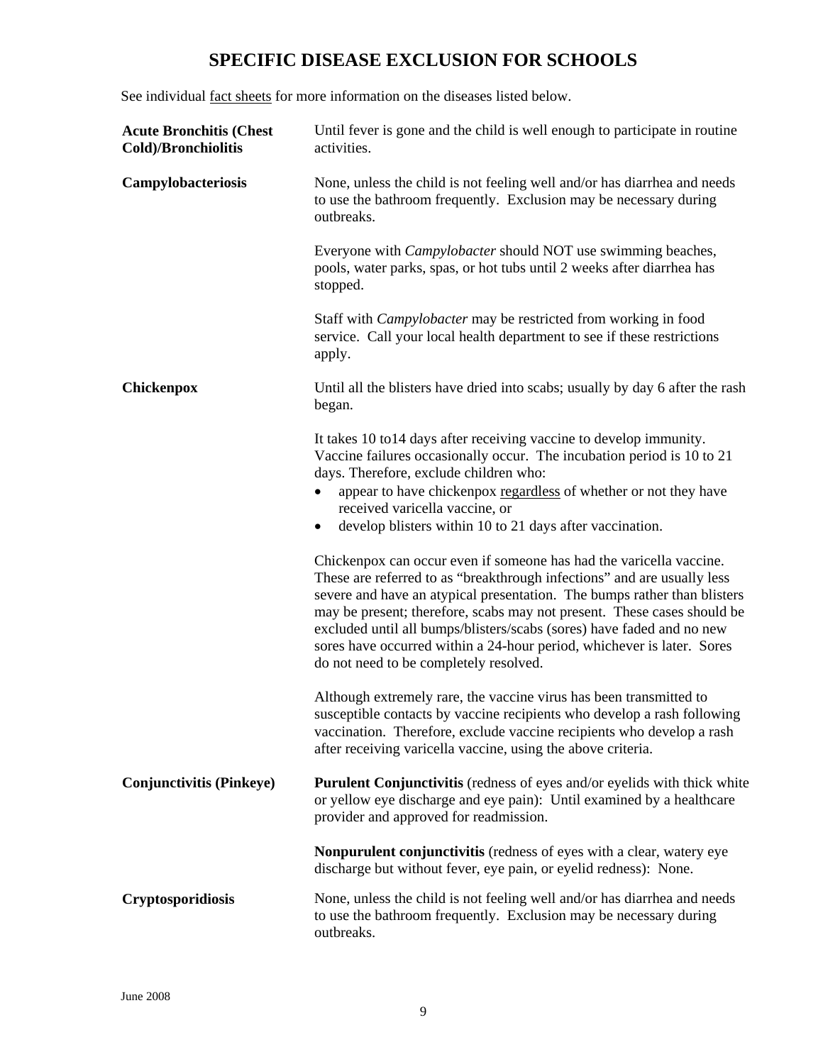# SPECIFIC DISEASE EXCLUSION FOR SCHOOLS

See individual fact sheets for more information on the diseases listed below.

**Acute Bronchitis (Chest Cold)/Bronchiolitis**

Until fever is gone and the child is well enough to participate in routine activities.

**Campylobacteriosis**

None, unless the child is not feeling well and/or has diarrhea and needs to use the bathroom frequently. Exclusion may be necessary during outbreaks.

Everyone with *Campylobacter* should NOT use swimming beaches, pools, water parks, spas, or hot tubs until 2 weeks after diarrhea has stopped.

Staff with *Campylobacter* may be restricted from working in food service. Call your local health department to see if these restrictions apply.

**Chickenpox**

Until all the blisters have dried into scabs; usually by day 6 after the rash began.

It takes 10 to14 days after receiving vaccine to develop immunity. Vaccine failures occasionally occur. The incubation period is 10 to 21 days. Therefore, exclude children who:

- appear to have chickenpox regardless of whether or not they have received varicella vaccine, or
- develop blisters within 10 to 21 days after vaccination.

Chickenpox can occur even if someone has had the varicella vaccine. These are referred to as "breakthrough infections" and are usually less severe and have an atypical presentation. The bumps rather than blisters may be present; therefore, scabs may not present. These cases should be excluded until all bumps/blisters/scabs (sores) have faded and no new sores have occurred within a 24-hour period, whichever is later. Sores do not need to be completely resolved.

Although extremely rare, the vaccine virus has been transmitted to susceptible contacts by vaccine recipients who develop a rash following vaccination. Therefore, exclude vaccine recipients who develop a rash after receiving varicella vaccine, using the above criteria.

**Conjunctivitis (Pinkeye)**

**Purulent Conjunctivitis** (redness of eyes and/or eyelids with thick white or yellow eye discharge and eye pain): Until examined by a healthcare provider and approved for readmission.

**Nonpurulent conjunctivitis** (redness of eyes with a clear, watery eye discharge but without fever, eye pain, or eyelid redness): None.

**Cryptosporidiosis**

None, unless the child is not feeling well and/or has diarrhea and needs to use the bathroom frequently. Exclusion may be necessary during outbreaks.

June 2008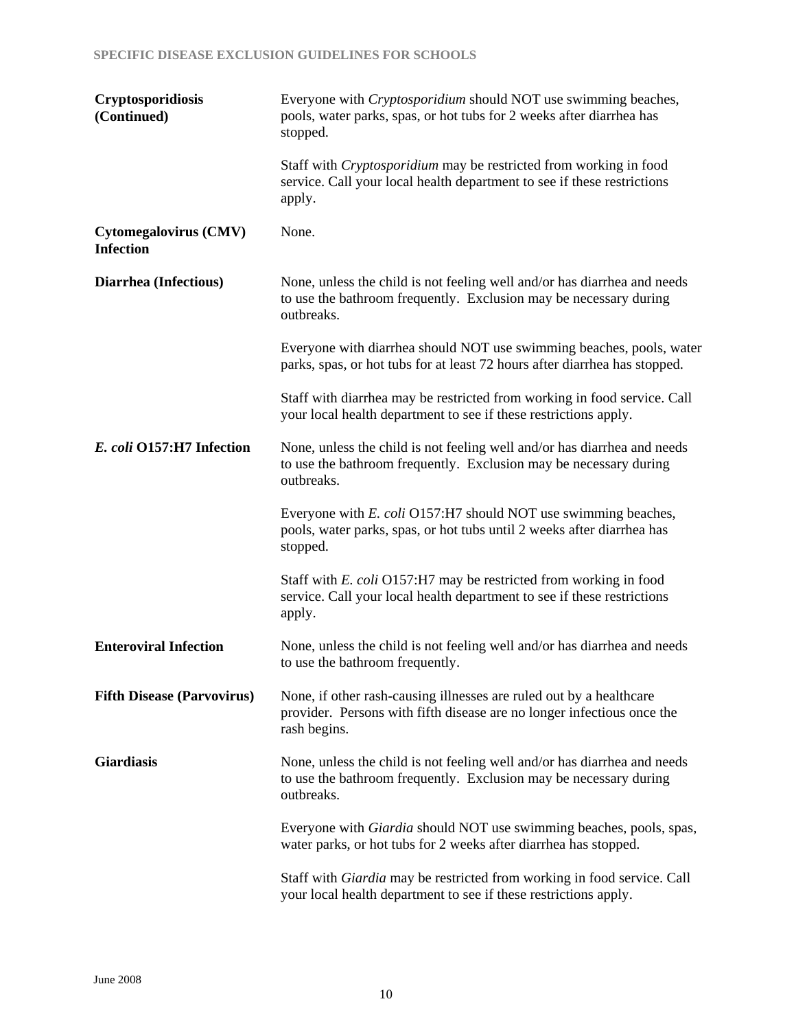| Disease | Exclusion Guidelines |
|---|---|
| **Cryptosporidiosis (Continued)** | Everyone with *Cryptosporidium* should NOT use swimming beaches, pools, water parks, spas, or hot tubs for 2 weeks after diarrhea has stopped.<br><br>Staff with *Cryptosporidium* may be restricted from working in food service. Call your local health department to see if these restrictions apply. |
| **Cytomegalovirus (CMV) Infection** | None. |
| **Diarrhea (Infectious)** | None, unless the child is not feeling well and/or has diarrhea and needs to use the bathroom frequently. Exclusion may be necessary during outbreaks.<br><br>Everyone with diarrhea should NOT use swimming beaches, pools, water parks, spas, or hot tubs for at least 72 hours after diarrhea has stopped.<br><br>Staff with diarrhea may be restricted from working in food service. Call your local health department to see if these restrictions apply. |
| ***E. coli* O157:H7 Infection** | None, unless the child is not feeling well and/or has diarrhea and needs to use the bathroom frequently. Exclusion may be necessary during outbreaks.<br><br>Everyone with *E. coli* O157:H7 should NOT use swimming beaches, pools, water parks, spas, or hot tubs until 2 weeks after diarrhea has stopped.<br><br>Staff with *E. coli* O157:H7 may be restricted from working in food service. Call your local health department to see if these restrictions apply. |
| **Enteroviral Infection** | None, unless the child is not feeling well and/or has diarrhea and needs to use the bathroom frequently. |
| **Fifth Disease (Parvovirus)** | None, if other rash-causing illnesses are ruled out by a healthcare provider. Persons with fifth disease are no longer infectious once the rash begins. |
| **Giardiasis** | None, unless the child is not feeling well and/or has diarrhea and needs to use the bathroom frequently. Exclusion may be necessary during outbreaks.<br><br>Everyone with *Giardia* should NOT use swimming beaches, pools, spas, water parks, or hot tubs for 2 weeks after diarrhea has stopped.<br><br>Staff with *Giardia* may be restricted from working in food service. Call your local health department to see if these restrictions apply. |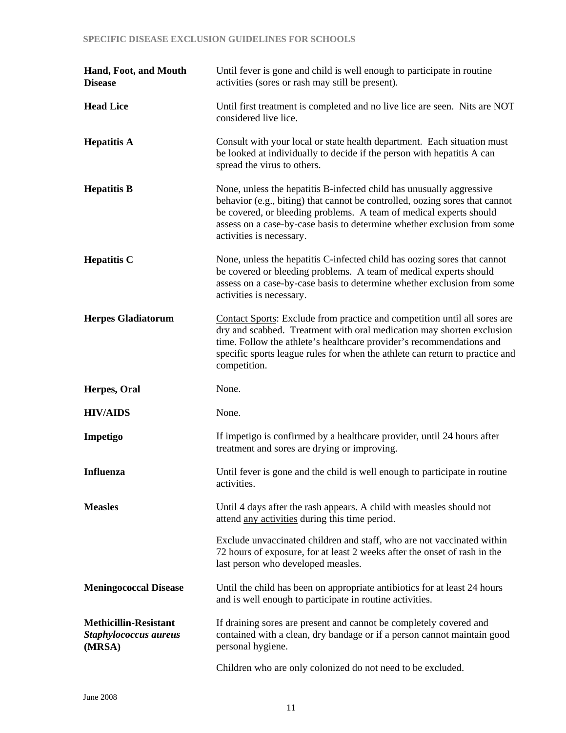## SPECIFIC DISEASE EXCLUSION GUIDELINES FOR SCHOOLS

| | |
|---|---|
| **Hand, Foot, and Mouth Disease** | Until fever is gone and child is well enough to participate in routine activities (sores or rash may still be present). |
| **Head Lice** | Until first treatment is completed and no live lice are seen. Nits are NOT considered live lice. |
| **Hepatitis A** | Consult with your local or state health department. Each situation must be looked at individually to decide if the person with hepatitis A can spread the virus to others. |
| **Hepatitis B** | None, unless the hepatitis B-infected child has unusually aggressive behavior (e.g., biting) that cannot be controlled, oozing sores that cannot be covered, or bleeding problems. A team of medical experts should assess on a case-by-case basis to determine whether exclusion from some activities is necessary. |
| **Hepatitis C** | None, unless the hepatitis C-infected child has oozing sores that cannot be covered or bleeding problems. A team of medical experts should assess on a case-by-case basis to determine whether exclusion from some activities is necessary. |
| **Herpes Gladiatorum** | Contact Sports: Exclude from practice and competition until all sores are dry and scabbed. Treatment with oral medication may shorten exclusion time. Follow the athlete's healthcare provider's recommendations and specific sports league rules for when the athlete can return to practice and competition. |
| **Herpes, Oral** | None. |
| **HIV/AIDS** | None. |
| **Impetigo** | If impetigo is confirmed by a healthcare provider, until 24 hours after treatment and sores are drying or improving. |
| **Influenza** | Until fever is gone and the child is well enough to participate in routine activities. |
| **Measles** | Until 4 days after the rash appears. A child with measles should not attend any activities during this time period.<br><br>Exclude unvaccinated children and staff, who are not vaccinated within 72 hours of exposure, for at least 2 weeks after the onset of rash in the last person who developed measles. |
| **Meningococcal Disease** | Until the child has been on appropriate antibiotics for at least 24 hours and is well enough to participate in routine activities. |
| **Methicillin-Resistant *Staphylococcus aureus* (MRSA)** | If draining sores are present and cannot be completely covered and contained with a clean, dry bandage or if a person cannot maintain good personal hygiene.<br><br>Children who are only colonized do not need to be excluded. |

June 2008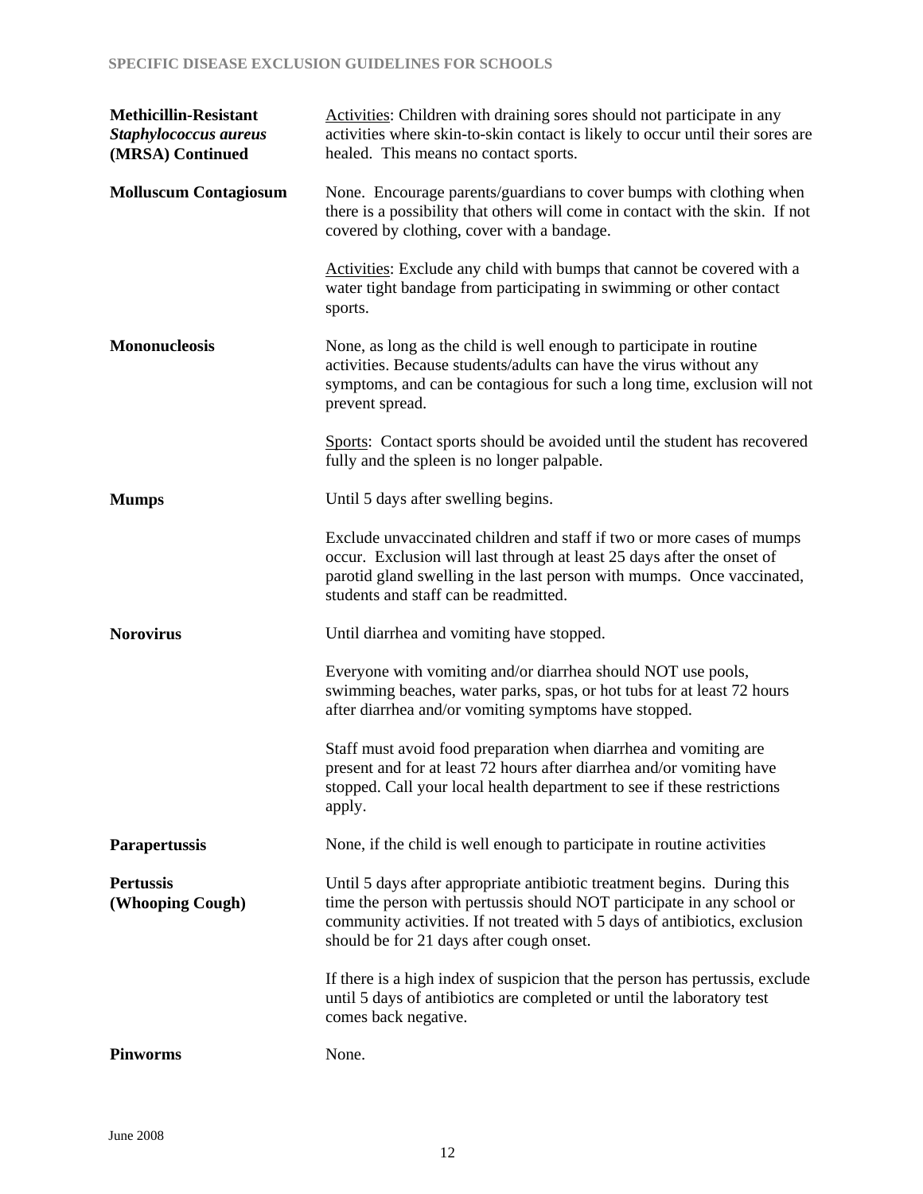| | |
|---|---|
| **Methicillin-Resistant *Staphylococcus aureus* (MRSA) Continued** | Activities: Children with draining sores should not participate in any activities where skin-to-skin contact is likely to occur until their sores are healed. This means no contact sports. |
| **Molluscum Contagiosum** | None. Encourage parents/guardians to cover bumps with clothing when there is a possibility that others will come in contact with the skin. If not covered by clothing, cover with a bandage.<br><br>Activities: Exclude any child with bumps that cannot be covered with a water tight bandage from participating in swimming or other contact sports. |
| **Mononucleosis** | None, as long as the child is well enough to participate in routine activities. Because students/adults can have the virus without any symptoms, and can be contagious for such a long time, exclusion will not prevent spread.<br><br>Sports: Contact sports should be avoided until the student has recovered fully and the spleen is no longer palpable. |
| **Mumps** | Until 5 days after swelling begins.<br><br>Exclude unvaccinated children and staff if two or more cases of mumps occur. Exclusion will last through at least 25 days after the onset of parotid gland swelling in the last person with mumps. Once vaccinated, students and staff can be readmitted. |
| **Norovirus** | Until diarrhea and vomiting have stopped.<br><br>Everyone with vomiting and/or diarrhea should NOT use pools, swimming beaches, water parks, spas, or hot tubs for at least 72 hours after diarrhea and/or vomiting symptoms have stopped.<br><br>Staff must avoid food preparation when diarrhea and vomiting are present and for at least 72 hours after diarrhea and/or vomiting have stopped. Call your local health department to see if these restrictions apply. |
| **Parapertussis** | None, if the child is well enough to participate in routine activities |
| **Pertussis (Whooping Cough)** | Until 5 days after appropriate antibiotic treatment begins. During this time the person with pertussis should NOT participate in any school or community activities. If not treated with 5 days of antibiotics, exclusion should be for 21 days after cough onset.<br><br>If there is a high index of suspicion that the person has pertussis, exclude until 5 days of antibiotics are completed or until the laboratory test comes back negative. |
| **Pinworms** | None. |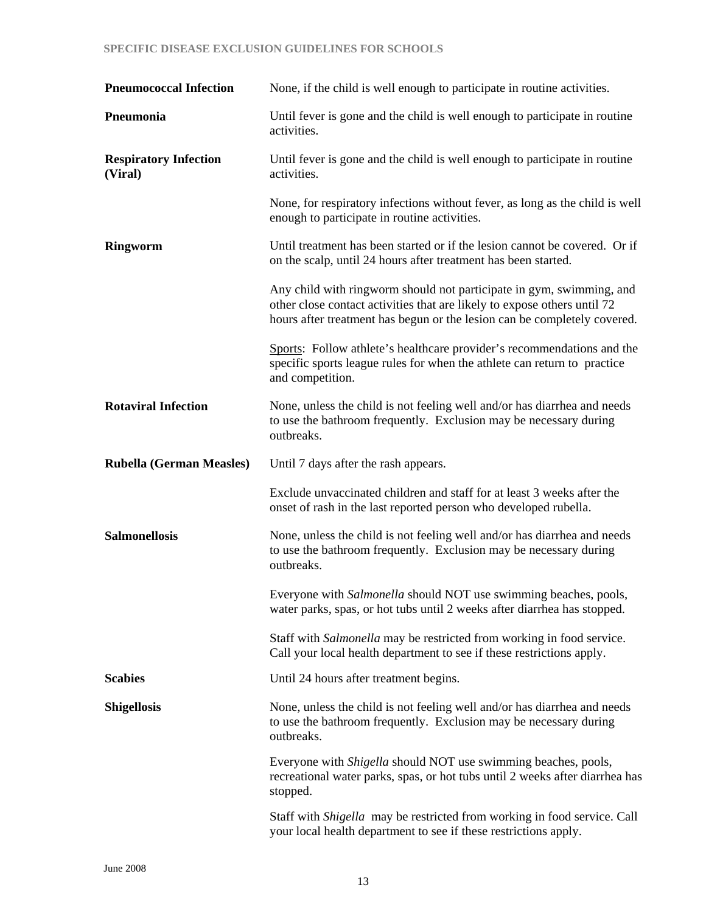| Disease | Exclusion Guideline |
|---|---|
| **Pneumococcal Infection** | None, if the child is well enough to participate in routine activities. |
| **Pneumonia** | Until fever is gone and the child is well enough to participate in routine activities. |
| **Respiratory Infection (Viral)** | Until fever is gone and the child is well enough to participate in routine activities. |
| | None, for respiratory infections without fever, as long as the child is well enough to participate in routine activities. |
| **Ringworm** | Until treatment has been started or if the lesion cannot be covered. Or if on the scalp, until 24 hours after treatment has been started. |
| | Any child with ringworm should not participate in gym, swimming, and other close contact activities that are likely to expose others until 72 hours after treatment has begun or the lesion can be completely covered. |
| | Sports: Follow athlete's healthcare provider's recommendations and the specific sports league rules for when the athlete can return to practice and competition. |
| **Rotaviral Infection** | None, unless the child is not feeling well and/or has diarrhea and needs to use the bathroom frequently. Exclusion may be necessary during outbreaks. |
| **Rubella (German Measles)** | Until 7 days after the rash appears. |
| | Exclude unvaccinated children and staff for at least 3 weeks after the onset of rash in the last reported person who developed rubella. |
| **Salmonellosis** | None, unless the child is not feeling well and/or has diarrhea and needs to use the bathroom frequently. Exclusion may be necessary during outbreaks. |
| | Everyone with *Salmonella* should NOT use swimming beaches, pools, water parks, spas, or hot tubs until 2 weeks after diarrhea has stopped. |
| | Staff with *Salmonella* may be restricted from working in food service. Call your local health department to see if these restrictions apply. |
| **Scabies** | Until 24 hours after treatment begins. |
| **Shigellosis** | None, unless the child is not feeling well and/or has diarrhea and needs to use the bathroom frequently. Exclusion may be necessary during outbreaks. |
| | Everyone with *Shigella* should NOT use swimming beaches, pools, recreational water parks, spas, or hot tubs until 2 weeks after diarrhea has stopped. |
| | Staff with *Shigella* may be restricted from working in food service. Call your local health department to see if these restrictions apply. |

June 2008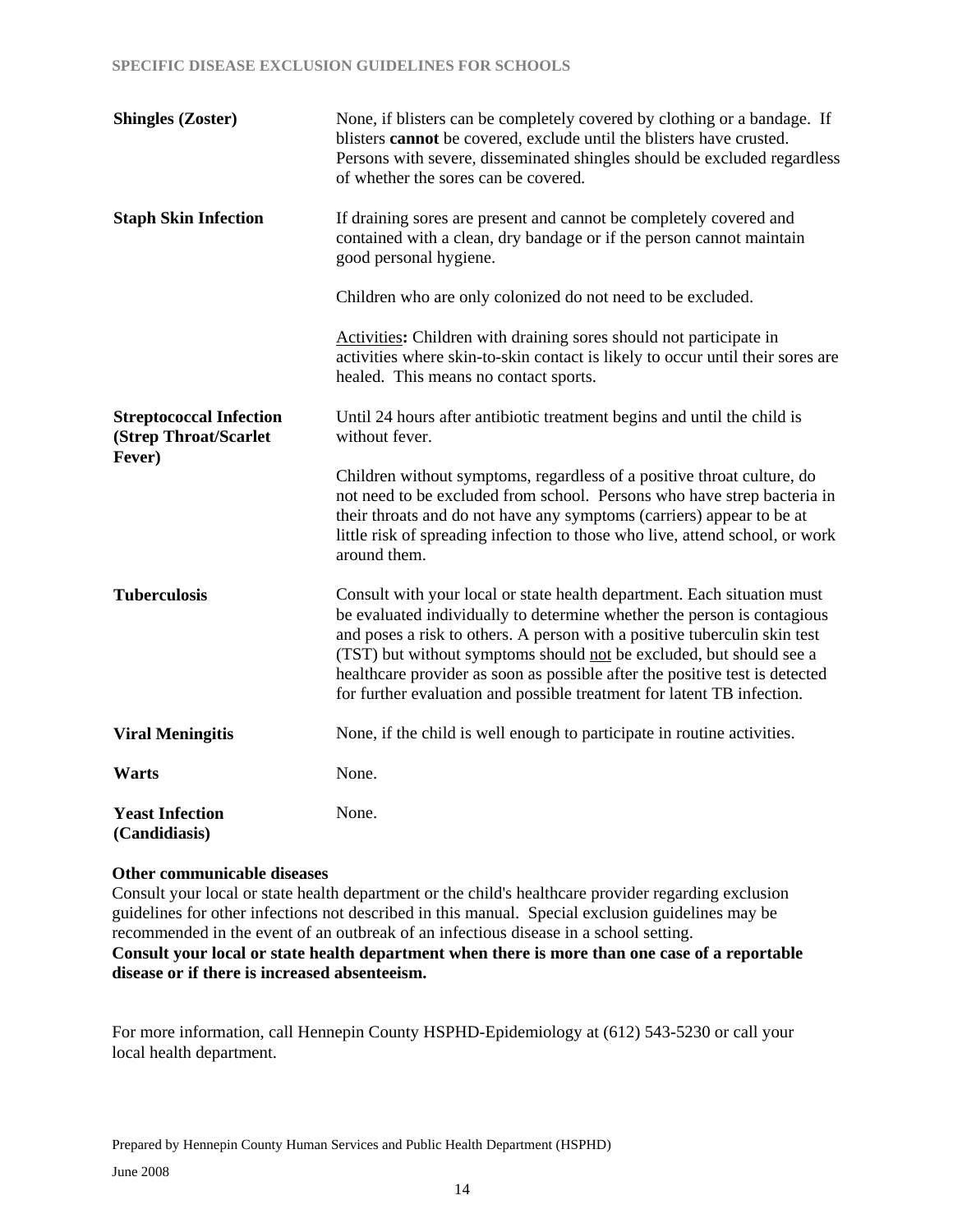| | |
|---|---|
| **Shingles (Zoster)** | None, if blisters can be completely covered by clothing or a bandage. If blisters **cannot** be covered, exclude until the blisters have crusted. Persons with severe, disseminated shingles should be excluded regardless of whether the sores can be covered. |
| **Staph Skin Infection** | If draining sores are present and cannot be completely covered and contained with a clean, dry bandage or if the person cannot maintain good personal hygiene.<br><br>Children who are only colonized do not need to be excluded.<br><br><u>Activities</u>**:** Children with draining sores should not participate in activities where skin-to-skin contact is likely to occur until their sores are healed. This means no contact sports. |
| **Streptococcal Infection (Strep Throat/Scarlet Fever)** | Until 24 hours after antibiotic treatment begins and until the child is without fever.<br><br>Children without symptoms, regardless of a positive throat culture, do not need to be excluded from school. Persons who have strep bacteria in their throats and do not have any symptoms (carriers) appear to be at little risk of spreading infection to those who live, attend school, or work around them. |
| **Tuberculosis** | Consult with your local or state health department. Each situation must be evaluated individually to determine whether the person is contagious and poses a risk to others. A person with a positive tuberculin skin test (TST) but without symptoms should <u>not</u> be excluded, but should see a healthcare provider as soon as possible after the positive test is detected for further evaluation and possible treatment for latent TB infection. |
| **Viral Meningitis** | None, if the child is well enough to participate in routine activities. |
| **Warts** | None. |
| **Yeast Infection (Candidiasis)** | None. |

**Other communicable diseases**

Consult your local or state health department or the child's healthcare provider regarding exclusion guidelines for other infections not described in this manual. Special exclusion guidelines may be recommended in the event of an outbreak of an infectious disease in a school setting.

**Consult your local or state health department when there is more than one case of a reportable disease or if there is increased absenteeism.**

For more information, call Hennepin County HSPHD-Epidemiology at (612) 543-5230 or call your local health department.

Prepared by Hennepin County Human Services and Public Health Department (HSPHD)

June 2008